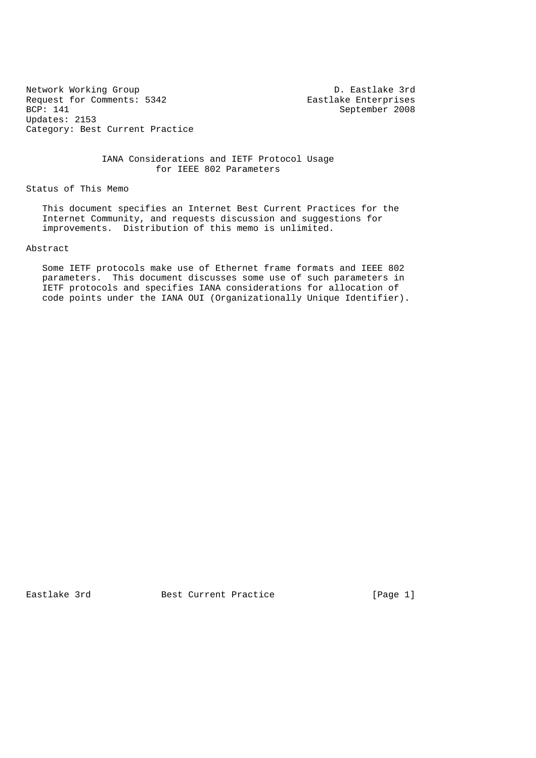Network Working Group D. Eastlake 3rd
Request for Comments: 5342 Eastlake Enterprises
BCP: 141 September 2008
Updates: 2153
Category: Best Current Practice

# IANA Considerations and IETF Protocol Usage for IEEE 802 Parameters

## Status of This Memo

This document specifies an Internet Best Current Practices for the Internet Community, and requests discussion and suggestions for improvements. Distribution of this memo is unlimited.

## Abstract

Some IETF protocols make use of Ethernet frame formats and IEEE 802 parameters. This document discusses some use of such parameters in IETF protocols and specifies IANA considerations for allocation of code points under the IANA OUI (Organizationally Unique Identifier).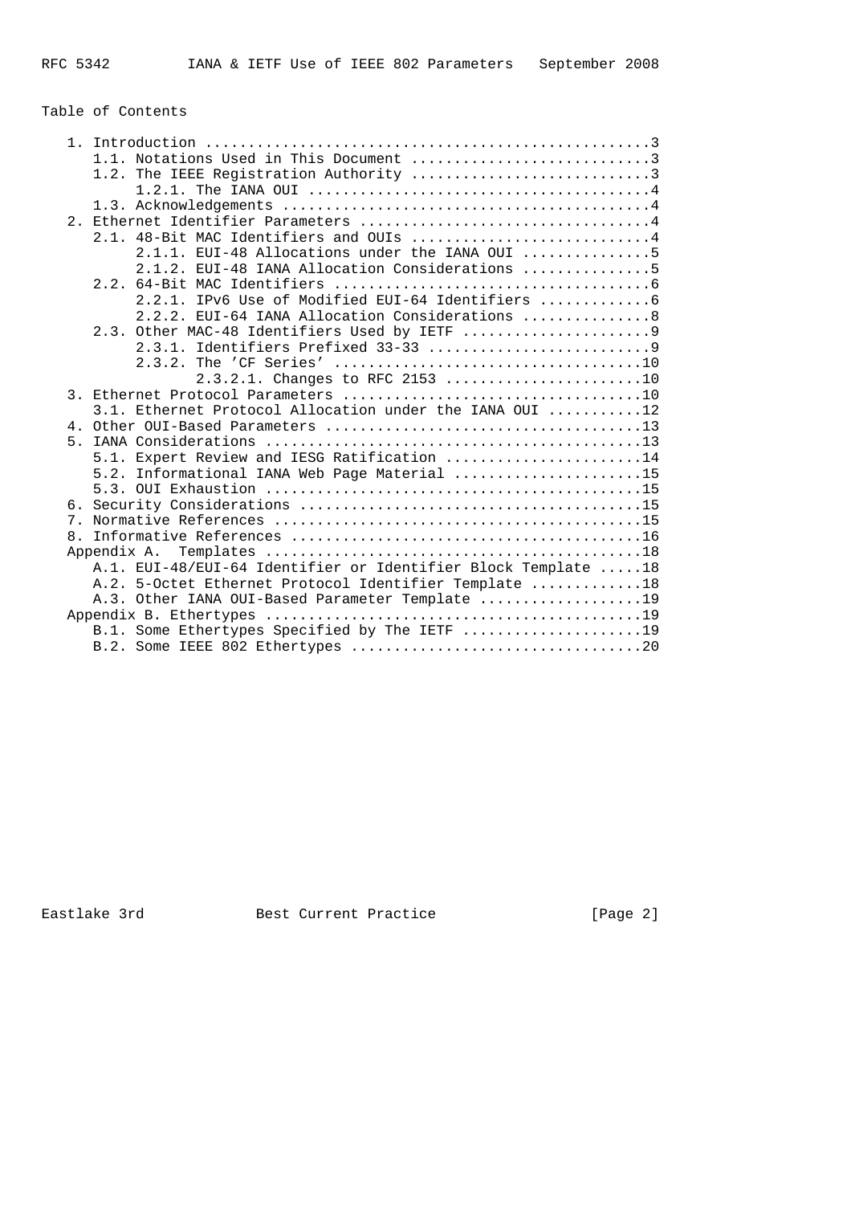Table of Contents

```
   1. Introduction ....................................................3
      1.1. Notations Used in This Document ............................3
      1.2. The IEEE Registration Authority ............................3
           1.2.1. The IANA OUI ........................................4
      1.3. Acknowledgements ...........................................4
   2. Ethernet Identifier Parameters ..................................4
      2.1. 48-Bit MAC Identifiers and OUIs ............................4
           2.1.1. EUI-48 Allocations under the IANA OUI ...............5
           2.1.2. EUI-48 IANA Allocation Considerations ...............5
      2.2. 64-Bit MAC Identifiers .....................................6
           2.2.1. IPv6 Use of Modified EUI-64 Identifiers .............6
           2.2.2. EUI-64 IANA Allocation Considerations ...............8
      2.3. Other MAC-48 Identifiers Used by IETF ......................9
           2.3.1. Identifiers Prefixed 33-33 ..........................9
           2.3.2. The 'CF Series' ....................................10
                  2.3.2.1. Changes to RFC 2153 .......................10
   3. Ethernet Protocol Parameters ...................................10
      3.1. Ethernet Protocol Allocation under the IANA OUI ...........12
   4. Other OUI-Based Parameters .....................................13
   5. IANA Considerations ............................................13
      5.1. Expert Review and IESG Ratification .......................14
      5.2. Informational IANA Web Page Material ......................15
      5.3. OUI Exhaustion ............................................15
   6. Security Considerations ........................................15
   7. Normative References ...........................................15
   8. Informative References .........................................16
   Appendix A.  Templates ............................................18
      A.1. EUI-48/EUI-64 Identifier or Identifier Block Template .....18
      A.2. 5-Octet Ethernet Protocol Identifier Template .............18
      A.3. Other IANA OUI-Based Parameter Template ...................19
   Appendix B. Ethertypes ............................................19
      B.1. Some Ethertypes Specified by The IETF .....................19
      B.2. Some IEEE 802 Ethertypes ..................................20
```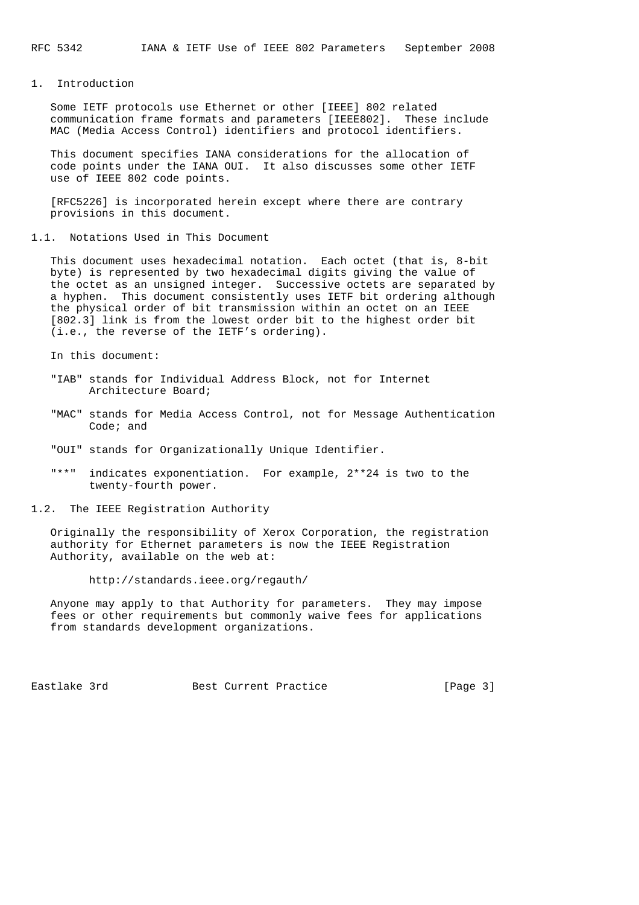## 1. Introduction

Some IETF protocols use Ethernet or other [IEEE] 802 related communication frame formats and parameters [IEEE802]. These include MAC (Media Access Control) identifiers and protocol identifiers.

This document specifies IANA considerations for the allocation of code points under the IANA OUI. It also discusses some other IETF use of IEEE 802 code points.

[RFC5226] is incorporated herein except where there are contrary provisions in this document.

### 1.1. Notations Used in This Document

This document uses hexadecimal notation. Each octet (that is, 8-bit byte) is represented by two hexadecimal digits giving the value of the octet as an unsigned integer. Successive octets are separated by a hyphen. This document consistently uses IETF bit ordering although the physical order of bit transmission within an octet on an IEEE [802.3] link is from the lowest order bit to the highest order bit (i.e., the reverse of the IETF's ordering).

In this document:

"IAB" stands for Individual Address Block, not for Internet Architecture Board;

"MAC" stands for Media Access Control, not for Message Authentication Code; and

"OUI" stands for Organizationally Unique Identifier.

"**" indicates exponentiation. For example, 2**24 is two to the twenty-fourth power.

### 1.2. The IEEE Registration Authority

Originally the responsibility of Xerox Corporation, the registration authority for Ethernet parameters is now the IEEE Registration Authority, available on the web at:

http://standards.ieee.org/regauth/

Anyone may apply to that Authority for parameters. They may impose fees or other requirements but commonly waive fees for applications from standards development organizations.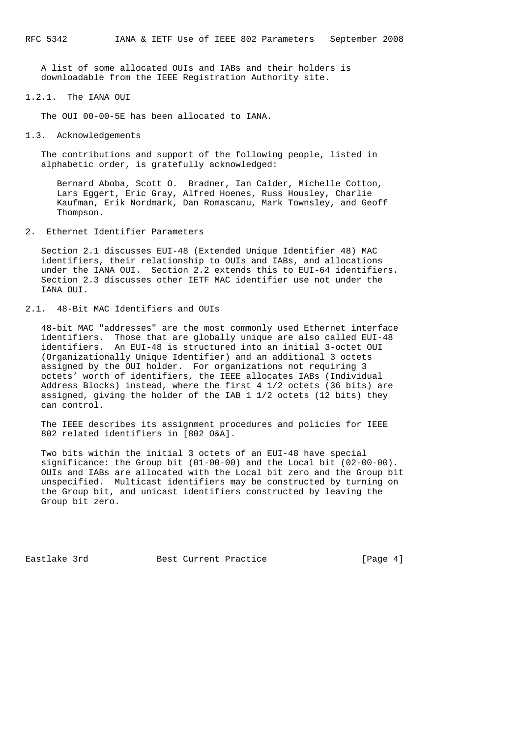A list of some allocated OUIs and IABs and their holders is downloadable from the IEEE Registration Authority site.

#### 1.2.1. The IANA OUI

The OUI 00-00-5E has been allocated to IANA.

### 1.3. Acknowledgements

The contributions and support of the following people, listed in alphabetic order, is gratefully acknowledged:

> Bernard Aboba, Scott O. Bradner, Ian Calder, Michelle Cotton, Lars Eggert, Eric Gray, Alfred Hoenes, Russ Housley, Charlie Kaufman, Erik Nordmark, Dan Romascanu, Mark Townsley, and Geoff Thompson.

## 2. Ethernet Identifier Parameters

Section 2.1 discusses EUI-48 (Extended Unique Identifier 48) MAC identifiers, their relationship to OUIs and IABs, and allocations under the IANA OUI. Section 2.2 extends this to EUI-64 identifiers. Section 2.3 discusses other IETF MAC identifier use not under the IANA OUI.

### 2.1. 48-Bit MAC Identifiers and OUIs

48-bit MAC "addresses" are the most commonly used Ethernet interface identifiers. Those that are globally unique are also called EUI-48 identifiers. An EUI-48 is structured into an initial 3-octet OUI (Organizationally Unique Identifier) and an additional 3 octets assigned by the OUI holder. For organizations not requiring 3 octets' worth of identifiers, the IEEE allocates IABs (Individual Address Blocks) instead, where the first 4 1/2 octets (36 bits) are assigned, giving the holder of the IAB 1 1/2 octets (12 bits) they can control.

The IEEE describes its assignment procedures and policies for IEEE 802 related identifiers in [802_O&A].

Two bits within the initial 3 octets of an EUI-48 have special significance: the Group bit (01-00-00) and the Local bit (02-00-00). OUIs and IABs are allocated with the Local bit zero and the Group bit unspecified. Multicast identifiers may be constructed by turning on the Group bit, and unicast identifiers constructed by leaving the Group bit zero.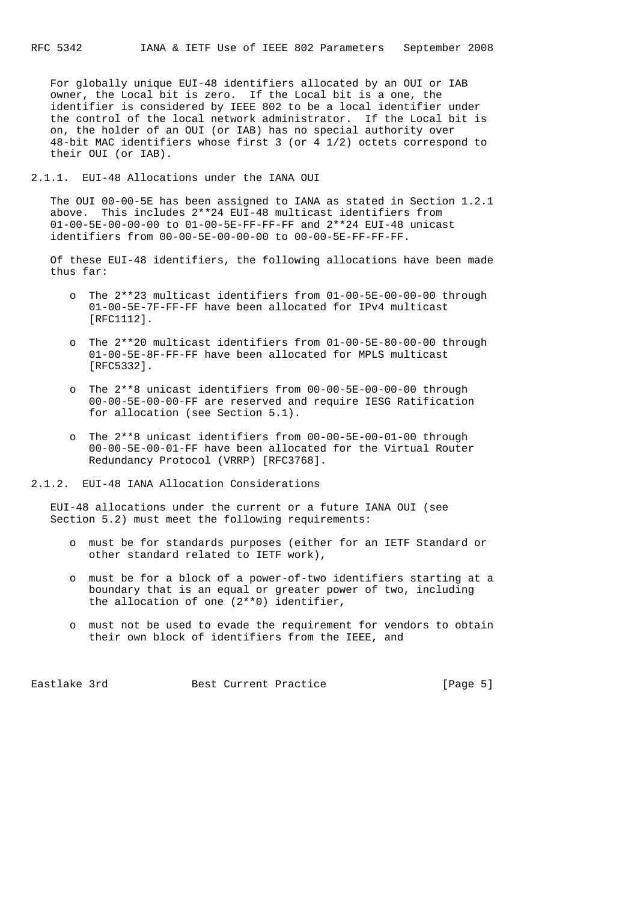For globally unique EUI-48 identifiers allocated by an OUI or IAB owner, the Local bit is zero. If the Local bit is a one, the identifier is considered by IEEE 802 to be a local identifier under the control of the local network administrator. If the Local bit is on, the holder of an OUI (or IAB) has no special authority over 48-bit MAC identifiers whose first 3 (or 4 1/2) octets correspond to their OUI (or IAB).

### 2.1.1. EUI-48 Allocations under the IANA OUI

The OUI 00-00-5E has been assigned to IANA as stated in Section 1.2.1 above. This includes $2^{24}$ EUI-48 multicast identifiers from 01-00-5E-00-00-00 to 01-00-5E-FF-FF-FF and $2^{24}$ EUI-48 unicast identifiers from 00-00-5E-00-00-00 to 00-00-5E-FF-FF-FF.

Of these EUI-48 identifiers, the following allocations have been made thus far:

- The $2^{23}$ multicast identifiers from 01-00-5E-00-00-00 through 01-00-5E-7F-FF-FF have been allocated for IPv4 multicast [RFC1112].
- The $2^{20}$ multicast identifiers from 01-00-5E-80-00-00 through 01-00-5E-8F-FF-FF have been allocated for MPLS multicast [RFC5332].
- The $2^{8}$ unicast identifiers from 00-00-5E-00-00-00 through 00-00-5E-00-00-FF are reserved and require IESG Ratification for allocation (see Section 5.1).
- The $2^{8}$ unicast identifiers from 00-00-5E-00-01-00 through 00-00-5E-00-01-FF have been allocated for the Virtual Router Redundancy Protocol (VRRP) [RFC3768].

### 2.1.2. EUI-48 IANA Allocation Considerations

EUI-48 allocations under the current or a future IANA OUI (see Section 5.2) must meet the following requirements:

- must be for standards purposes (either for an IETF Standard or other standard related to IETF work),
- must be for a block of a power-of-two identifiers starting at a boundary that is an equal or greater power of two, including the allocation of one ($2^{0}$) identifier,
- must not be used to evade the requirement for vendors to obtain their own block of identifiers from the IEEE, and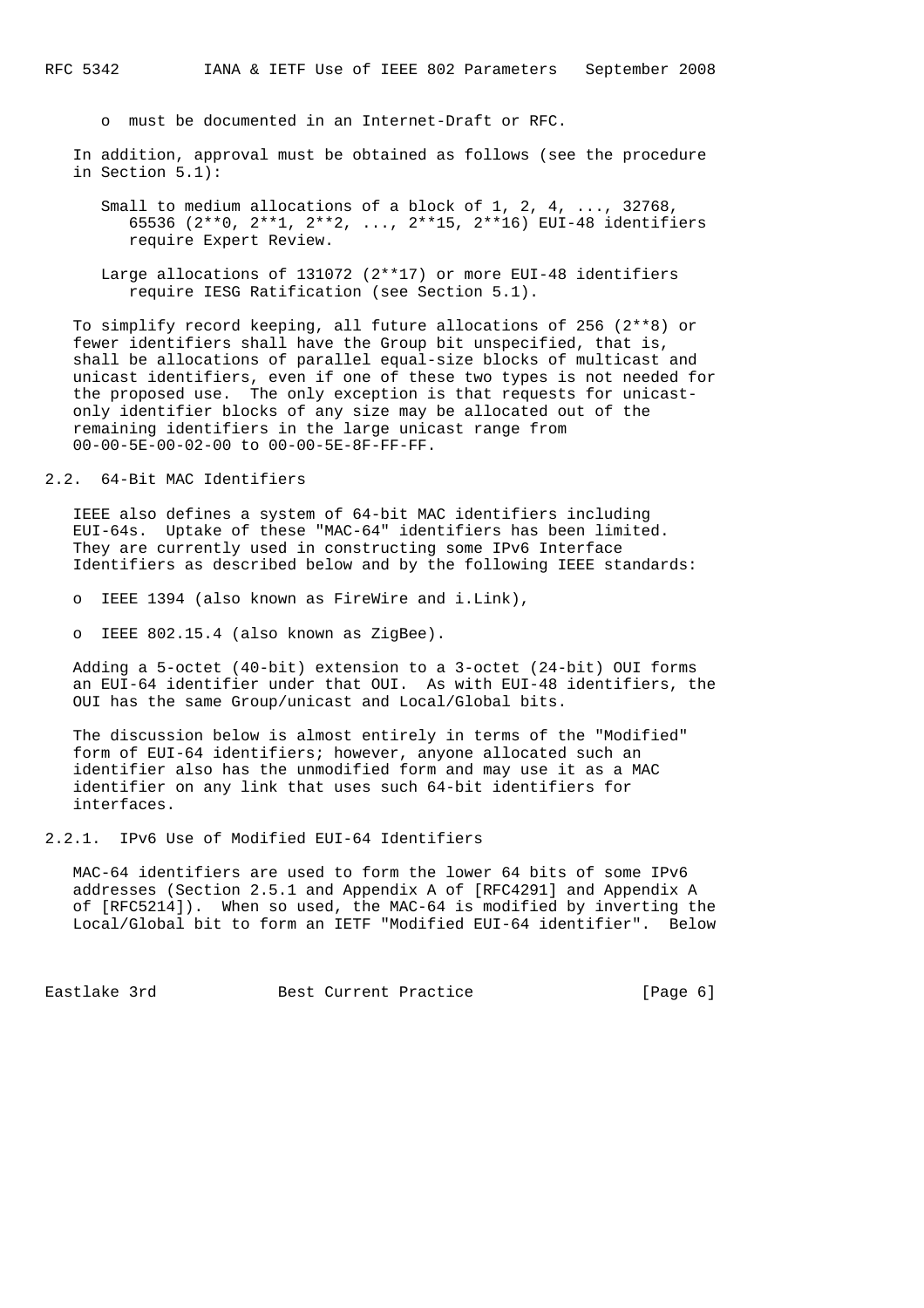- must be documented in an Internet-Draft or RFC.

In addition, approval must be obtained as follows (see the procedure in Section 5.1):

Small to medium allocations of a block of 1, 2, 4, ..., 32768, 65536 (2**0, 2**1, 2**2, ..., 2**15, 2**16) EUI-48 identifiers require Expert Review.

Large allocations of 131072 (2**17) or more EUI-48 identifiers require IESG Ratification (see Section 5.1).

To simplify record keeping, all future allocations of 256 (2**8) or fewer identifiers shall have the Group bit unspecified, that is, shall be allocations of parallel equal-size blocks of multicast and unicast identifiers, even if one of these two types is not needed for the proposed use. The only exception is that requests for unicast-only identifier blocks of any size may be allocated out of the remaining identifiers in the large unicast range from 00-00-5E-00-02-00 to 00-00-5E-8F-FF-FF.

## 2.2. 64-Bit MAC Identifiers

IEEE also defines a system of 64-bit MAC identifiers including EUI-64s. Uptake of these "MAC-64" identifiers has been limited. They are currently used in constructing some IPv6 Interface Identifiers as described below and by the following IEEE standards:

- IEEE 1394 (also known as FireWire and i.Link),
- IEEE 802.15.4 (also known as ZigBee).

Adding a 5-octet (40-bit) extension to a 3-octet (24-bit) OUI forms an EUI-64 identifier under that OUI. As with EUI-48 identifiers, the OUI has the same Group/unicast and Local/Global bits.

The discussion below is almost entirely in terms of the "Modified" form of EUI-64 identifiers; however, anyone allocated such an identifier also has the unmodified form and may use it as a MAC identifier on any link that uses such 64-bit identifiers for interfaces.

### 2.2.1. IPv6 Use of Modified EUI-64 Identifiers

MAC-64 identifiers are used to form the lower 64 bits of some IPv6 addresses (Section 2.5.1 and Appendix A of [RFC4291] and Appendix A of [RFC5214]). When so used, the MAC-64 is modified by inverting the Local/Global bit to form an IETF "Modified EUI-64 identifier". Below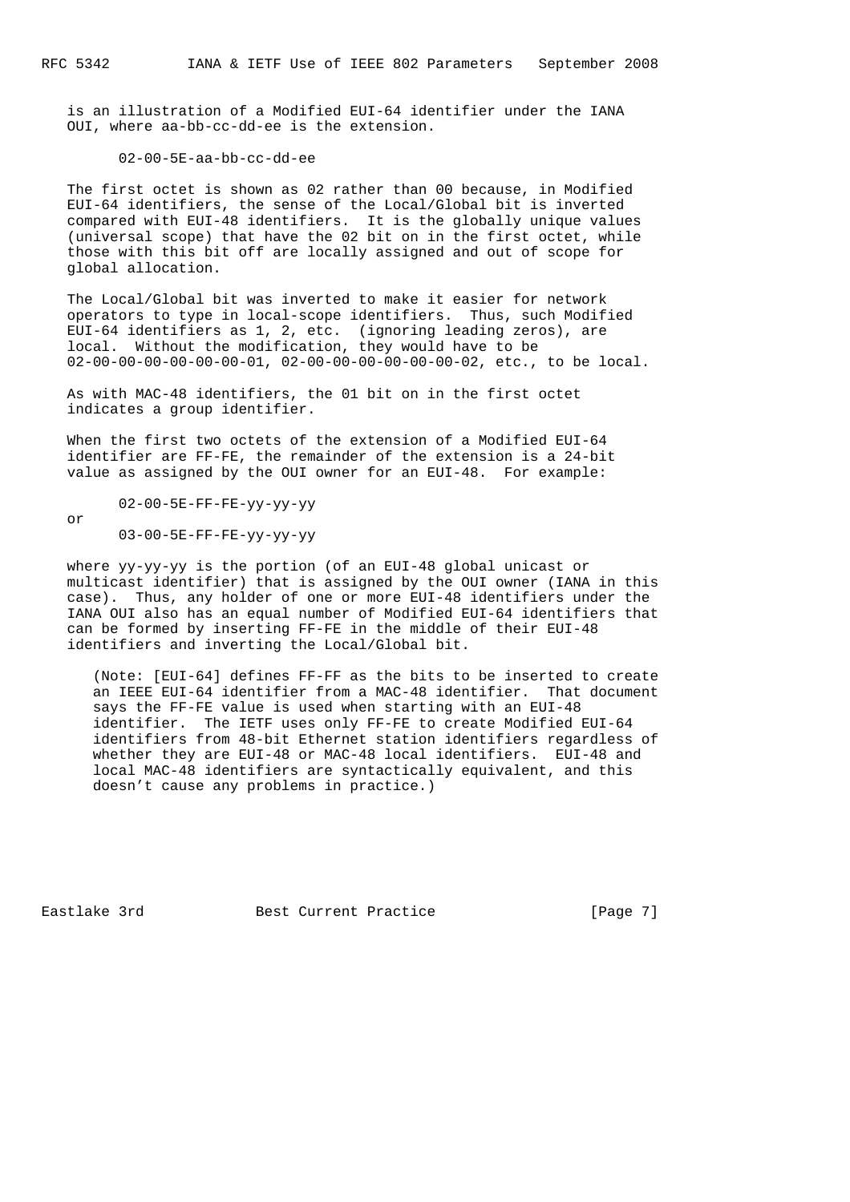is an illustration of a Modified EUI-64 identifier under the IANA OUI, where aa-bb-cc-dd-ee is the extension.

```
02-00-5E-aa-bb-cc-dd-ee
```

The first octet is shown as 02 rather than 00 because, in Modified EUI-64 identifiers, the sense of the Local/Global bit is inverted compared with EUI-48 identifiers. It is the globally unique values (universal scope) that have the 02 bit on in the first octet, while those with this bit off are locally assigned and out of scope for global allocation.

The Local/Global bit was inverted to make it easier for network operators to type in local-scope identifiers. Thus, such Modified EUI-64 identifiers as 1, 2, etc. (ignoring leading zeros), are local. Without the modification, they would have to be 02-00-00-00-00-00-00-01, 02-00-00-00-00-00-00-02, etc., to be local.

As with MAC-48 identifiers, the 01 bit on in the first octet indicates a group identifier.

When the first two octets of the extension of a Modified EUI-64 identifier are FF-FE, the remainder of the extension is a 24-bit value as assigned by the OUI owner for an EUI-48. For example:

```
02-00-5E-FF-FE-yy-yy-yy
```

or

```
03-00-5E-FF-FE-yy-yy-yy
```

where yy-yy-yy is the portion (of an EUI-48 global unicast or multicast identifier) that is assigned by the OUI owner (IANA in this case). Thus, any holder of one or more EUI-48 identifiers under the IANA OUI also has an equal number of Modified EUI-64 identifiers that can be formed by inserting FF-FE in the middle of their EUI-48 identifiers and inverting the Local/Global bit.

(Note: [EUI-64] defines FF-FF as the bits to be inserted to create an IEEE EUI-64 identifier from a MAC-48 identifier. That document says the FF-FE value is used when starting with an EUI-48 identifier. The IETF uses only FF-FE to create Modified EUI-64 identifiers from 48-bit Ethernet station identifiers regardless of whether they are EUI-48 or MAC-48 local identifiers. EUI-48 and local MAC-48 identifiers are syntactically equivalent, and this doesn't cause any problems in practice.)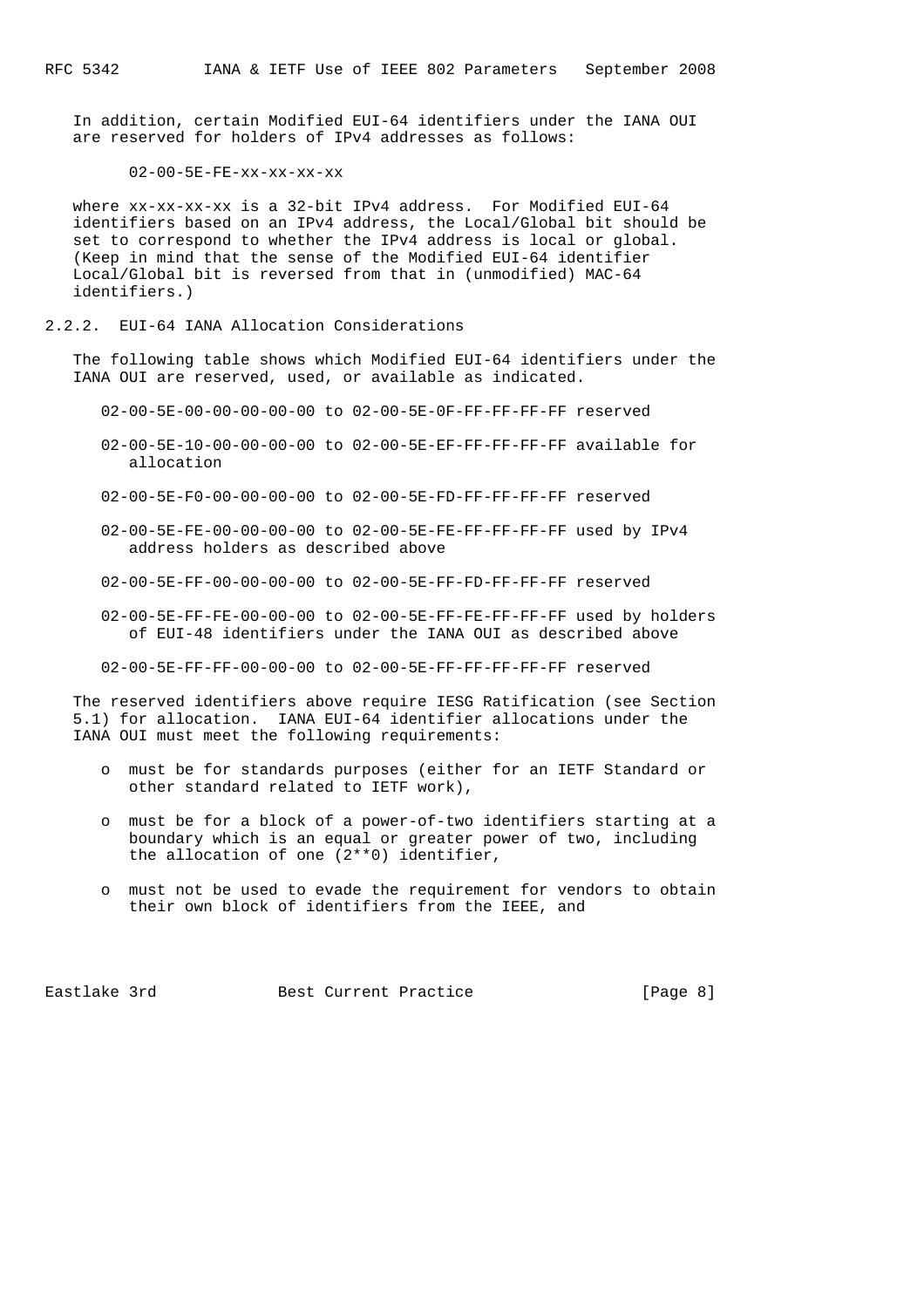In addition, certain Modified EUI-64 identifiers under the IANA OUI are reserved for holders of IPv4 addresses as follows:

```
02-00-5E-FE-xx-xx-xx-xx
```

where xx-xx-xx-xx is a 32-bit IPv4 address. For Modified EUI-64 identifiers based on an IPv4 address, the Local/Global bit should be set to correspond to whether the IPv4 address is local or global. (Keep in mind that the sense of the Modified EUI-64 identifier Local/Global bit is reversed from that in (unmodified) MAC-64 identifiers.)

### 2.2.2. EUI-64 IANA Allocation Considerations

The following table shows which Modified EUI-64 identifiers under the IANA OUI are reserved, used, or available as indicated.

02-00-5E-00-00-00-00-00 to 02-00-5E-0F-FF-FF-FF-FF reserved

02-00-5E-10-00-00-00-00 to 02-00-5E-EF-FF-FF-FF-FF available for allocation

02-00-5E-F0-00-00-00-00 to 02-00-5E-FD-FF-FF-FF-FF reserved

02-00-5E-FE-00-00-00-00 to 02-00-5E-FE-FF-FF-FF-FF used by IPv4 address holders as described above

02-00-5E-FF-00-00-00-00 to 02-00-5E-FF-FD-FF-FF-FF reserved

02-00-5E-FF-FE-00-00-00 to 02-00-5E-FF-FE-FF-FF-FF used by holders of EUI-48 identifiers under the IANA OUI as described above

02-00-5E-FF-FF-00-00-00 to 02-00-5E-FF-FF-FF-FF-FF reserved

The reserved identifiers above require IESG Ratification (see Section 5.1) for allocation. IANA EUI-64 identifier allocations under the IANA OUI must meet the following requirements:

- must be for standards purposes (either for an IETF Standard or other standard related to IETF work),
- must be for a block of a power-of-two identifiers starting at a boundary which is an equal or greater power of two, including the allocation of one (2**0) identifier,
- must not be used to evade the requirement for vendors to obtain their own block of identifiers from the IEEE, and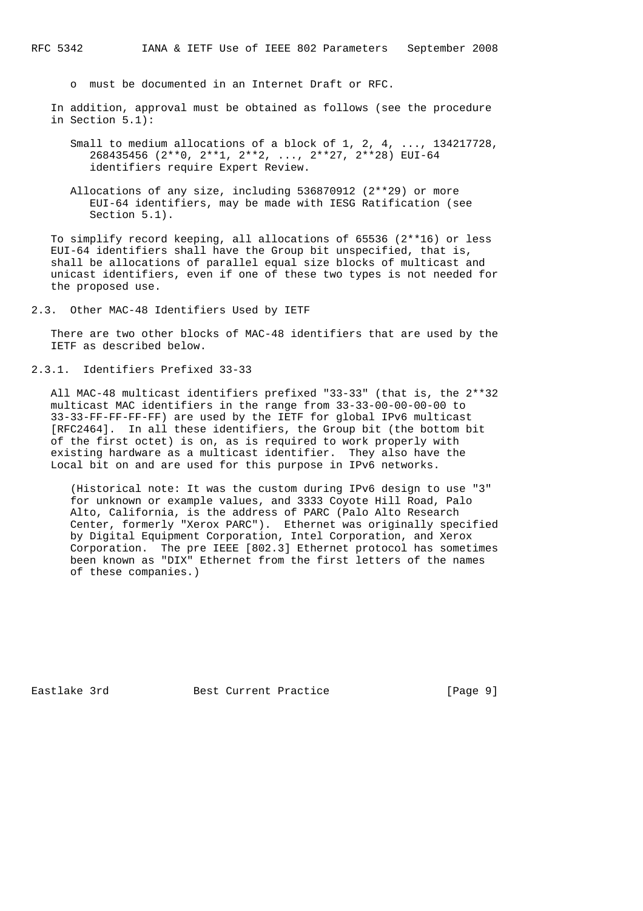- must be documented in an Internet Draft or RFC.

In addition, approval must be obtained as follows (see the procedure in Section 5.1):

Small to medium allocations of a block of 1, 2, 4, ..., 134217728, 268435456 ($2^{0}$, $2^{1}$, $2^{2}$, ..., $2^{27}$, $2^{28}$) EUI-64 identifiers require Expert Review.

Allocations of any size, including 536870912 ($2^{29}$) or more EUI-64 identifiers, may be made with IESG Ratification (see Section 5.1).

To simplify record keeping, all allocations of 65536 ($2^{16}$) or less EUI-64 identifiers shall have the Group bit unspecified, that is, shall be allocations of parallel equal size blocks of multicast and unicast identifiers, even if one of these two types is not needed for the proposed use.

### 2.3. Other MAC-48 Identifiers Used by IETF

There are two other blocks of MAC-48 identifiers that are used by the IETF as described below.

#### 2.3.1. Identifiers Prefixed 33-33

All MAC-48 multicast identifiers prefixed "33-33" (that is, the $2^{32}$ multicast MAC identifiers in the range from 33-33-00-00-00-00 to 33-33-FF-FF-FF-FF) are used by the IETF for global IPv6 multicast [RFC2464]. In all these identifiers, the Group bit (the bottom bit of the first octet) is on, as is required to work properly with existing hardware as a multicast identifier. They also have the Local bit on and are used for this purpose in IPv6 networks.

(Historical note: It was the custom during IPv6 design to use "3" for unknown or example values, and 3333 Coyote Hill Road, Palo Alto, California, is the address of PARC (Palo Alto Research Center, formerly "Xerox PARC"). Ethernet was originally specified by Digital Equipment Corporation, Intel Corporation, and Xerox Corporation. The pre IEEE [802.3] Ethernet protocol has sometimes been known as "DIX" Ethernet from the first letters of the names of these companies.)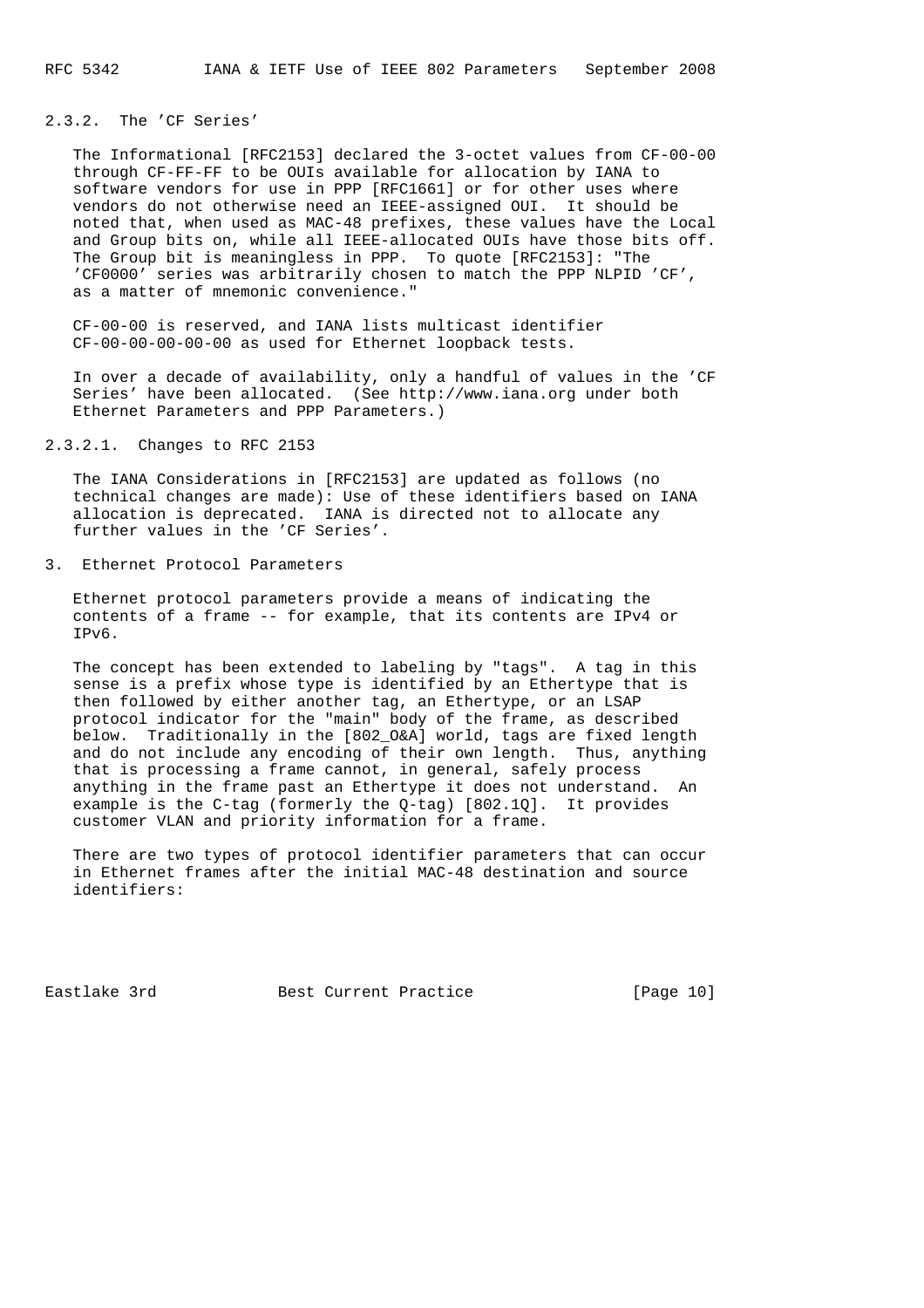### 2.3.2. The 'CF Series'

The Informational [RFC2153] declared the 3-octet values from CF-00-00 through CF-FF-FF to be OUIs available for allocation by IANA to software vendors for use in PPP [RFC1661] or for other uses where vendors do not otherwise need an IEEE-assigned OUI. It should be noted that, when used as MAC-48 prefixes, these values have the Local and Group bits on, while all IEEE-allocated OUIs have those bits off. The Group bit is meaningless in PPP. To quote [RFC2153]: "The 'CF0000' series was arbitrarily chosen to match the PPP NLPID 'CF', as a matter of mnemonic convenience."

CF-00-00 is reserved, and IANA lists multicast identifier CF-00-00-00-00-00 as used for Ethernet loopback tests.

In over a decade of availability, only a handful of values in the 'CF Series' have been allocated. (See http://www.iana.org under both Ethernet Parameters and PPP Parameters.)

#### 2.3.2.1. Changes to RFC 2153

The IANA Considerations in [RFC2153] are updated as follows (no technical changes are made): Use of these identifiers based on IANA allocation is deprecated. IANA is directed not to allocate any further values in the 'CF Series'.

## 3. Ethernet Protocol Parameters

Ethernet protocol parameters provide a means of indicating the contents of a frame -- for example, that its contents are IPv4 or IPv6.

The concept has been extended to labeling by "tags". A tag in this sense is a prefix whose type is identified by an Ethertype that is then followed by either another tag, an Ethertype, or an LSAP protocol indicator for the "main" body of the frame, as described below. Traditionally in the [802_O&A] world, tags are fixed length and do not include any encoding of their own length. Thus, anything that is processing a frame cannot, in general, safely process anything in the frame past an Ethertype it does not understand. An example is the C-tag (formerly the Q-tag) [802.1Q]. It provides customer VLAN and priority information for a frame.

There are two types of protocol identifier parameters that can occur in Ethernet frames after the initial MAC-48 destination and source identifiers: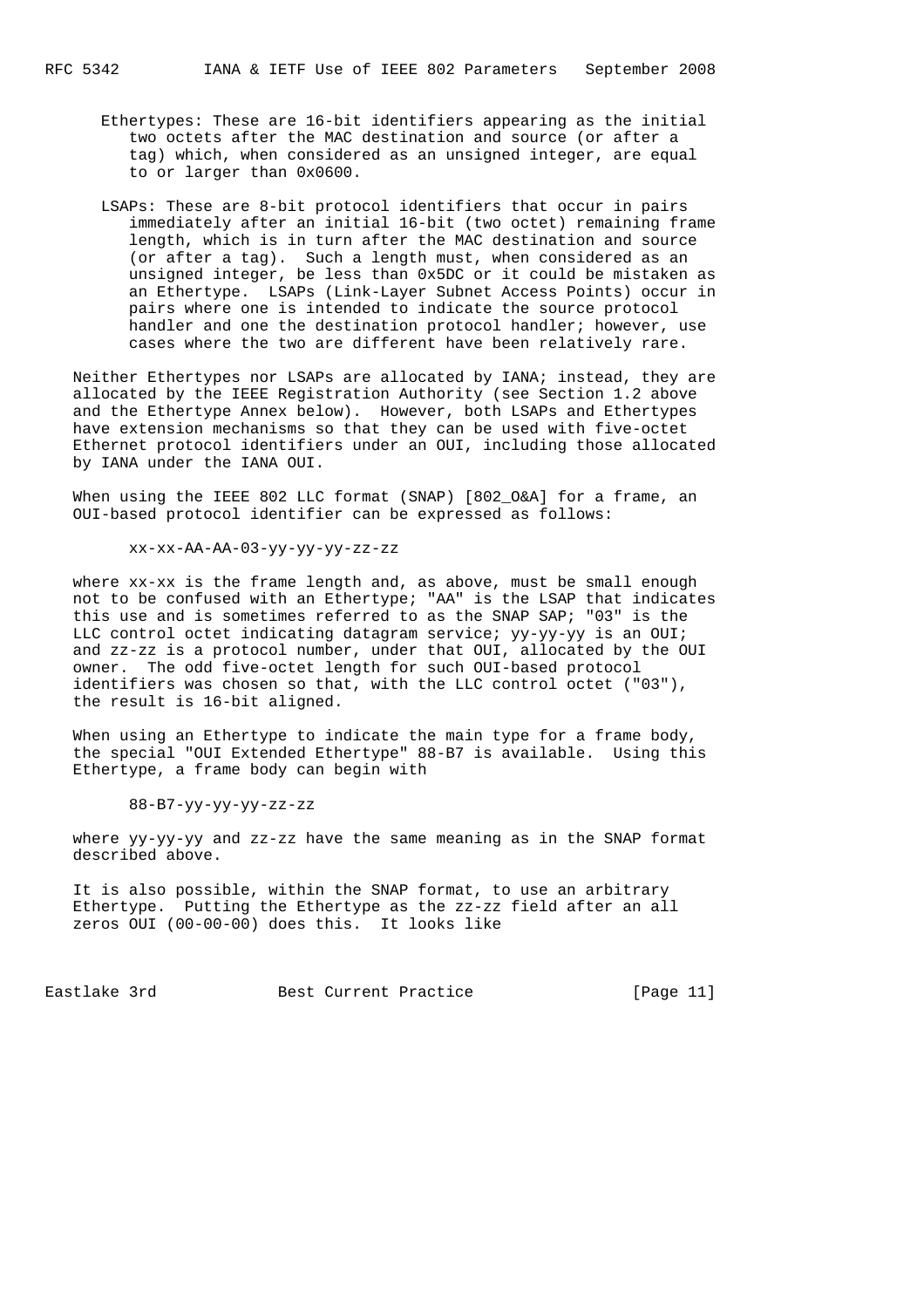Ethertypes: These are 16-bit identifiers appearing as the initial two octets after the MAC destination and source (or after a tag) which, when considered as an unsigned integer, are equal to or larger than 0x0600.

LSAPs: These are 8-bit protocol identifiers that occur in pairs immediately after an initial 16-bit (two octet) remaining frame length, which is in turn after the MAC destination and source (or after a tag). Such a length must, when considered as an unsigned integer, be less than 0x5DC or it could be mistaken as an Ethertype. LSAPs (Link-Layer Subnet Access Points) occur in pairs where one is intended to indicate the source protocol handler and one the destination protocol handler; however, use cases where the two are different have been relatively rare.

Neither Ethertypes nor LSAPs are allocated by IANA; instead, they are allocated by the IEEE Registration Authority (see Section 1.2 above and the Ethertype Annex below). However, both LSAPs and Ethertypes have extension mechanisms so that they can be used with five-octet Ethernet protocol identifiers under an OUI, including those allocated by IANA under the IANA OUI.

When using the IEEE 802 LLC format (SNAP) [802_O&A] for a frame, an OUI-based protocol identifier can be expressed as follows:

```
xx-xx-AA-AA-03-yy-yy-yy-zz-zz
```

where xx-xx is the frame length and, as above, must be small enough not to be confused with an Ethertype; "AA" is the LSAP that indicates this use and is sometimes referred to as the SNAP SAP; "03" is the LLC control octet indicating datagram service; yy-yy-yy is an OUI; and zz-zz is a protocol number, under that OUI, allocated by the OUI owner. The odd five-octet length for such OUI-based protocol identifiers was chosen so that, with the LLC control octet ("03"), the result is 16-bit aligned.

When using an Ethertype to indicate the main type for a frame body, the special "OUI Extended Ethertype" 88-B7 is available. Using this Ethertype, a frame body can begin with

```
88-B7-yy-yy-yy-zz-zz
```

where yy-yy-yy and zz-zz have the same meaning as in the SNAP format described above.

It is also possible, within the SNAP format, to use an arbitrary Ethertype. Putting the Ethertype as the zz-zz field after an all zeros OUI (00-00-00) does this. It looks like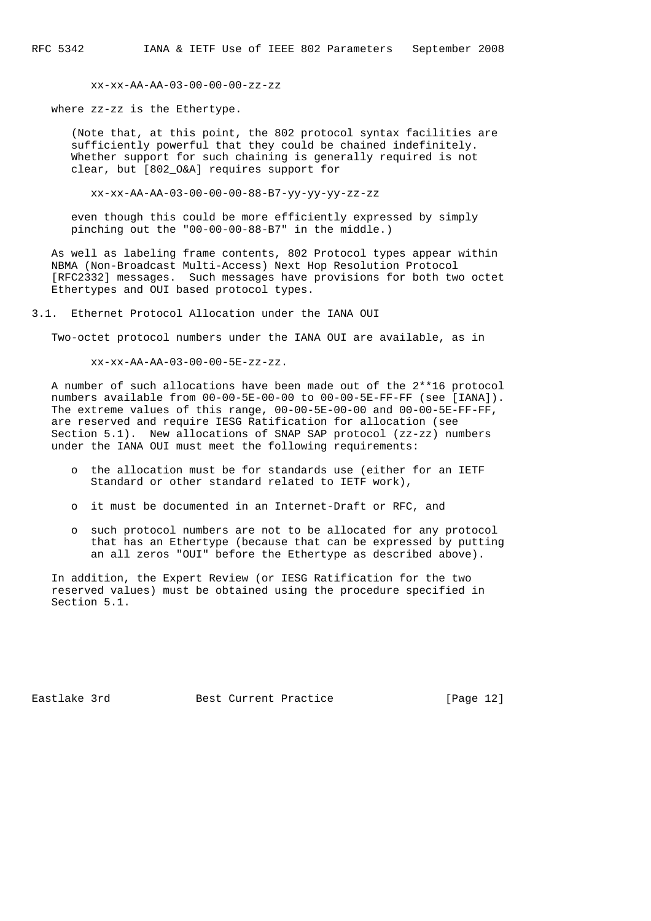```
xx-xx-AA-AA-03-00-00-00-zz-zz
```

where zz-zz is the Ethertype.

(Note that, at this point, the 802 protocol syntax facilities are sufficiently powerful that they could be chained indefinitely. Whether support for such chaining is generally required is not clear, but [802_O&A] requires support for

```
xx-xx-AA-AA-03-00-00-00-88-B7-yy-yy-yy-zz-zz
```

even though this could be more efficiently expressed by simply pinching out the "00-00-00-88-B7" in the middle.)

As well as labeling frame contents, 802 Protocol types appear within NBMA (Non-Broadcast Multi-Access) Next Hop Resolution Protocol [RFC2332] messages. Such messages have provisions for both two octet Ethertypes and OUI based protocol types.

### 3.1. Ethernet Protocol Allocation under the IANA OUI

Two-octet protocol numbers under the IANA OUI are available, as in

```
xx-xx-AA-AA-03-00-00-5E-zz-zz.
```

A number of such allocations have been made out of the 2**16 protocol numbers available from 00-00-5E-00-00 to 00-00-5E-FF-FF (see [IANA]). The extreme values of this range, 00-00-5E-00-00 and 00-00-5E-FF-FF, are reserved and require IESG Ratification for allocation (see Section 5.1). New allocations of SNAP SAP protocol (zz-zz) numbers under the IANA OUI must meet the following requirements:

- the allocation must be for standards use (either for an IETF Standard or other standard related to IETF work),
- it must be documented in an Internet-Draft or RFC, and
- such protocol numbers are not to be allocated for any protocol that has an Ethertype (because that can be expressed by putting an all zeros "OUI" before the Ethertype as described above).

In addition, the Expert Review (or IESG Ratification for the two reserved values) must be obtained using the procedure specified in Section 5.1.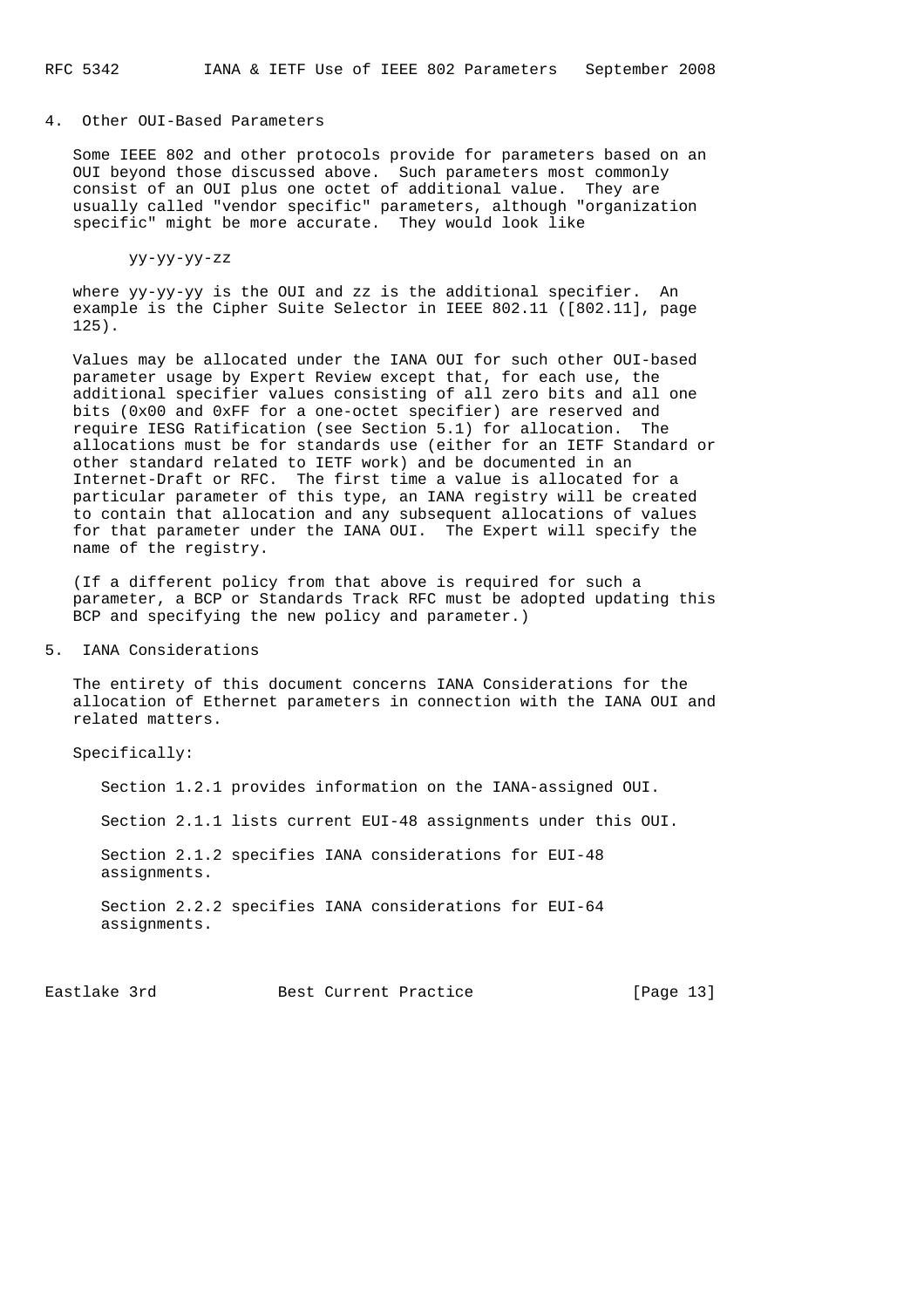## 4. Other OUI-Based Parameters

Some IEEE 802 and other protocols provide for parameters based on an OUI beyond those discussed above. Such parameters most commonly consist of an OUI plus one octet of additional value. They are usually called "vendor specific" parameters, although "organization specific" might be more accurate. They would look like

```
yy-yy-yy-zz
```

where yy-yy-yy is the OUI and zz is the additional specifier. An example is the Cipher Suite Selector in IEEE 802.11 ([802.11], page 125).

Values may be allocated under the IANA OUI for such other OUI-based parameter usage by Expert Review except that, for each use, the additional specifier values consisting of all zero bits and all one bits (0x00 and 0xFF for a one-octet specifier) are reserved and require IESG Ratification (see Section 5.1) for allocation. The allocations must be for standards use (either for an IETF Standard or other standard related to IETF work) and be documented in an Internet-Draft or RFC. The first time a value is allocated for a particular parameter of this type, an IANA registry will be created to contain that allocation and any subsequent allocations of values for that parameter under the IANA OUI. The Expert will specify the name of the registry.

(If a different policy from that above is required for such a parameter, a BCP or Standards Track RFC must be adopted updating this BCP and specifying the new policy and parameter.)

## 5. IANA Considerations

The entirety of this document concerns IANA Considerations for the allocation of Ethernet parameters in connection with the IANA OUI and related matters.

Specifically:

Section 1.2.1 provides information on the IANA-assigned OUI.

Section 2.1.1 lists current EUI-48 assignments under this OUI.

Section 2.1.2 specifies IANA considerations for EUI-48 assignments.

Section 2.2.2 specifies IANA considerations for EUI-64 assignments.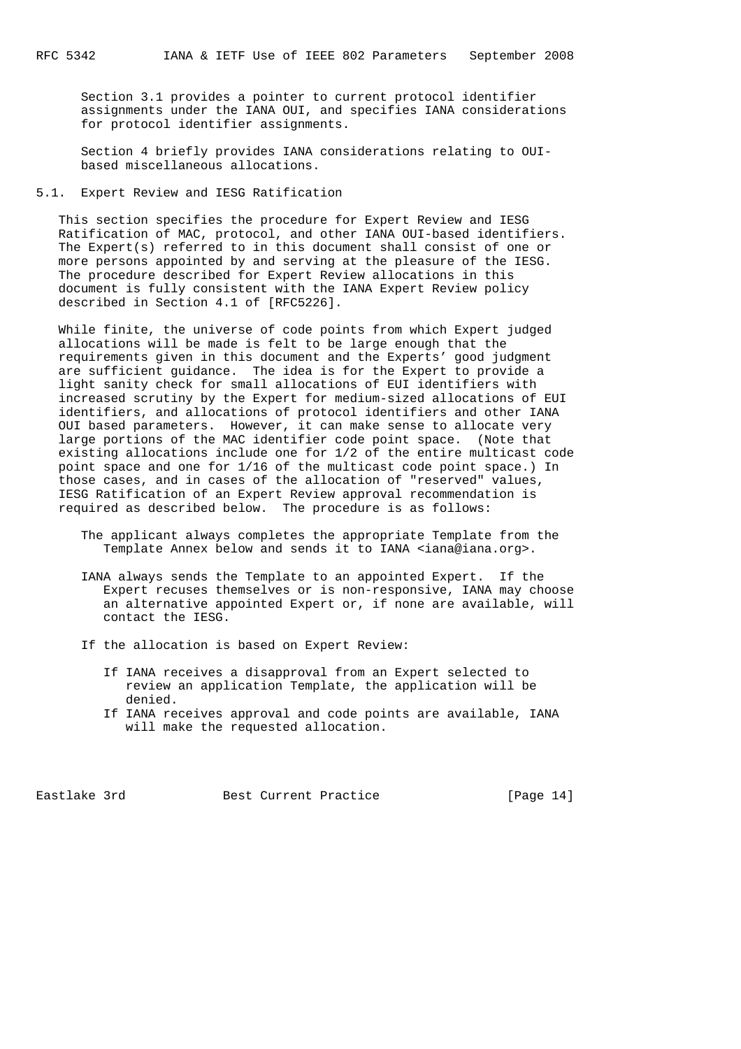Section 3.1 provides a pointer to current protocol identifier assignments under the IANA OUI, and specifies IANA considerations for protocol identifier assignments.

Section 4 briefly provides IANA considerations relating to OUI-based miscellaneous allocations.

## 5.1. Expert Review and IESG Ratification

This section specifies the procedure for Expert Review and IESG Ratification of MAC, protocol, and other IANA OUI-based identifiers. The Expert(s) referred to in this document shall consist of one or more persons appointed by and serving at the pleasure of the IESG. The procedure described for Expert Review allocations in this document is fully consistent with the IANA Expert Review policy described in Section 4.1 of [RFC5226].

While finite, the universe of code points from which Expert judged allocations will be made is felt to be large enough that the requirements given in this document and the Experts' good judgment are sufficient guidance. The idea is for the Expert to provide a light sanity check for small allocations of EUI identifiers with increased scrutiny by the Expert for medium-sized allocations of EUI identifiers, and allocations of protocol identifiers and other IANA OUI based parameters. However, it can make sense to allocate very large portions of the MAC identifier code point space. (Note that existing allocations include one for 1/2 of the entire multicast code point space and one for 1/16 of the multicast code point space.) In those cases, and in cases of the allocation of "reserved" values, IESG Ratification of an Expert Review approval recommendation is required as described below. The procedure is as follows:

The applicant always completes the appropriate Template from the Template Annex below and sends it to IANA <iana@iana.org>.

IANA always sends the Template to an appointed Expert. If the Expert recuses themselves or is non-responsive, IANA may choose an alternative appointed Expert or, if none are available, will contact the IESG.

If the allocation is based on Expert Review:

- If IANA receives a disapproval from an Expert selected to review an application Template, the application will be denied.
- If IANA receives approval and code points are available, IANA will make the requested allocation.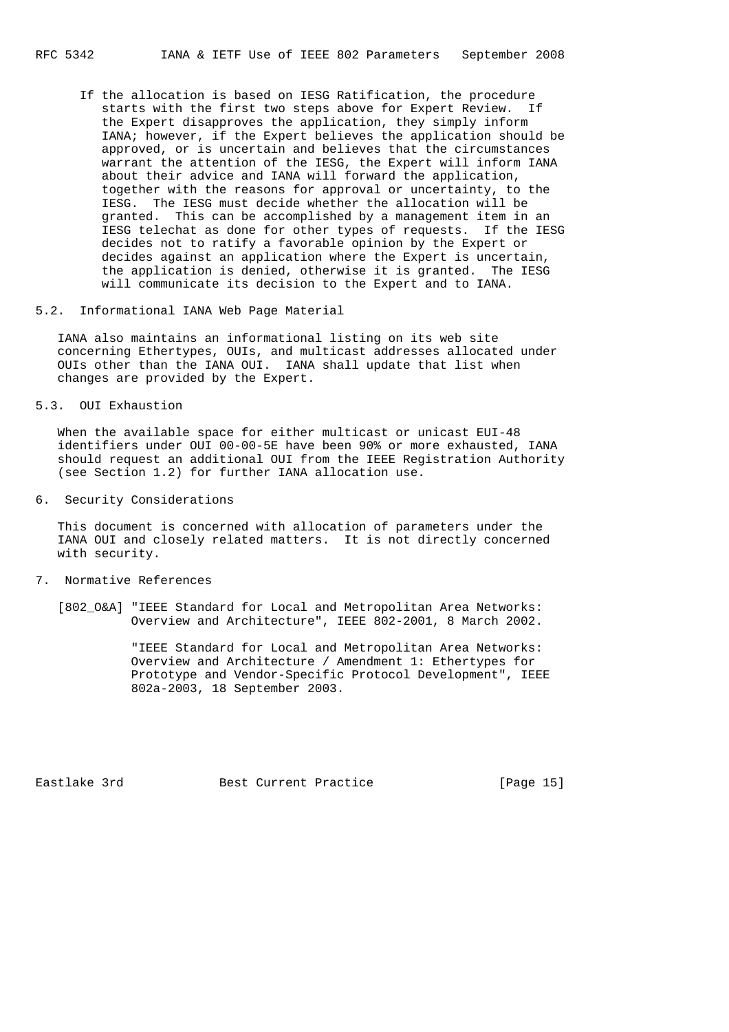If the allocation is based on IESG Ratification, the procedure starts with the first two steps above for Expert Review. If the Expert disapproves the application, they simply inform IANA; however, if the Expert believes the application should be approved, or is uncertain and believes that the circumstances warrant the attention of the IESG, the Expert will inform IANA about their advice and IANA will forward the application, together with the reasons for approval or uncertainty, to the IESG. The IESG must decide whether the allocation will be granted. This can be accomplished by a management item in an IESG telechat as done for other types of requests. If the IESG decides not to ratify a favorable opinion by the Expert or decides against an application where the Expert is uncertain, the application is denied, otherwise it is granted. The IESG will communicate its decision to the Expert and to IANA.

### 5.2. Informational IANA Web Page Material

IANA also maintains an informational listing on its web site concerning Ethertypes, OUIs, and multicast addresses allocated under OUIs other than the IANA OUI. IANA shall update that list when changes are provided by the Expert.

### 5.3. OUI Exhaustion

When the available space for either multicast or unicast EUI-48 identifiers under OUI 00-00-5E have been 90% or more exhausted, IANA should request an additional OUI from the IEEE Registration Authority (see Section 1.2) for further IANA allocation use.

## 6. Security Considerations

This document is concerned with allocation of parameters under the IANA OUI and closely related matters. It is not directly concerned with security.

## 7. Normative References

[802_O&A] "IEEE Standard for Local and Metropolitan Area Networks: Overview and Architecture", IEEE 802-2001, 8 March 2002.

"IEEE Standard for Local and Metropolitan Area Networks: Overview and Architecture / Amendment 1: Ethertypes for Prototype and Vendor-Specific Protocol Development", IEEE 802a-2003, 18 September 2003.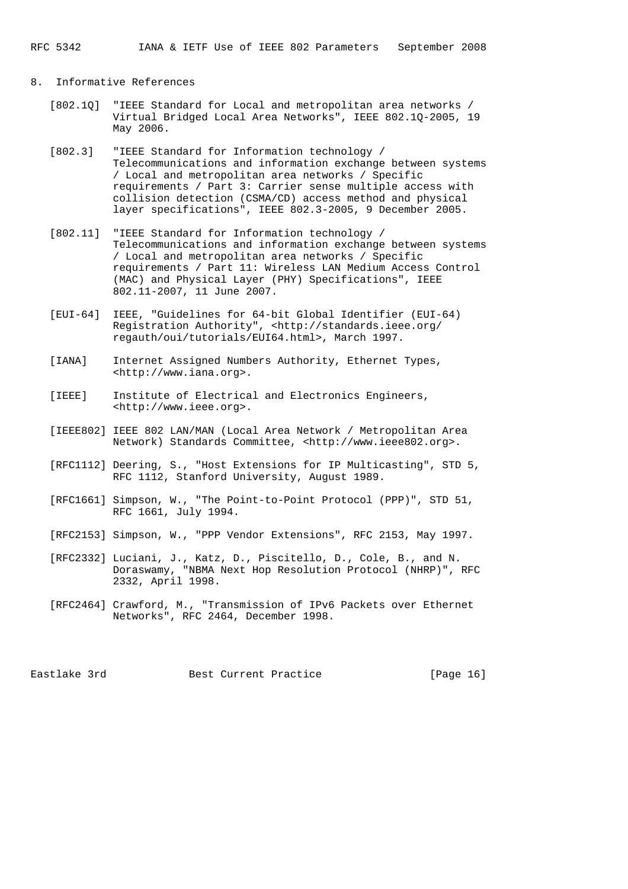## 8. Informative References

[802.1Q] "IEEE Standard for Local and metropolitan area networks / Virtual Bridged Local Area Networks", IEEE 802.1Q-2005, 19 May 2006.

[802.3] "IEEE Standard for Information technology / Telecommunications and information exchange between systems / Local and metropolitan area networks / Specific requirements / Part 3: Carrier sense multiple access with collision detection (CSMA/CD) access method and physical layer specifications", IEEE 802.3-2005, 9 December 2005.

[802.11] "IEEE Standard for Information technology / Telecommunications and information exchange between systems / Local and metropolitan area networks / Specific requirements / Part 11: Wireless LAN Medium Access Control (MAC) and Physical Layer (PHY) Specifications", IEEE 802.11-2007, 11 June 2007.

[EUI-64] IEEE, "Guidelines for 64-bit Global Identifier (EUI-64) Registration Authority", <http://standards.ieee.org/regauth/oui/tutorials/EUI64.html>, March 1997.

[IANA] Internet Assigned Numbers Authority, Ethernet Types, <http://www.iana.org>.

[IEEE] Institute of Electrical and Electronics Engineers, <http://www.ieee.org>.

[IEEE802] IEEE 802 LAN/MAN (Local Area Network / Metropolitan Area Network) Standards Committee, <http://www.ieee802.org>.

[RFC1112] Deering, S., "Host Extensions for IP Multicasting", STD 5, RFC 1112, Stanford University, August 1989.

[RFC1661] Simpson, W., "The Point-to-Point Protocol (PPP)", STD 51, RFC 1661, July 1994.

[RFC2153] Simpson, W., "PPP Vendor Extensions", RFC 2153, May 1997.

[RFC2332] Luciani, J., Katz, D., Piscitello, D., Cole, B., and N. Doraswamy, "NBMA Next Hop Resolution Protocol (NHRP)", RFC 2332, April 1998.

[RFC2464] Crawford, M., "Transmission of IPv6 Packets over Ethernet Networks", RFC 2464, December 1998.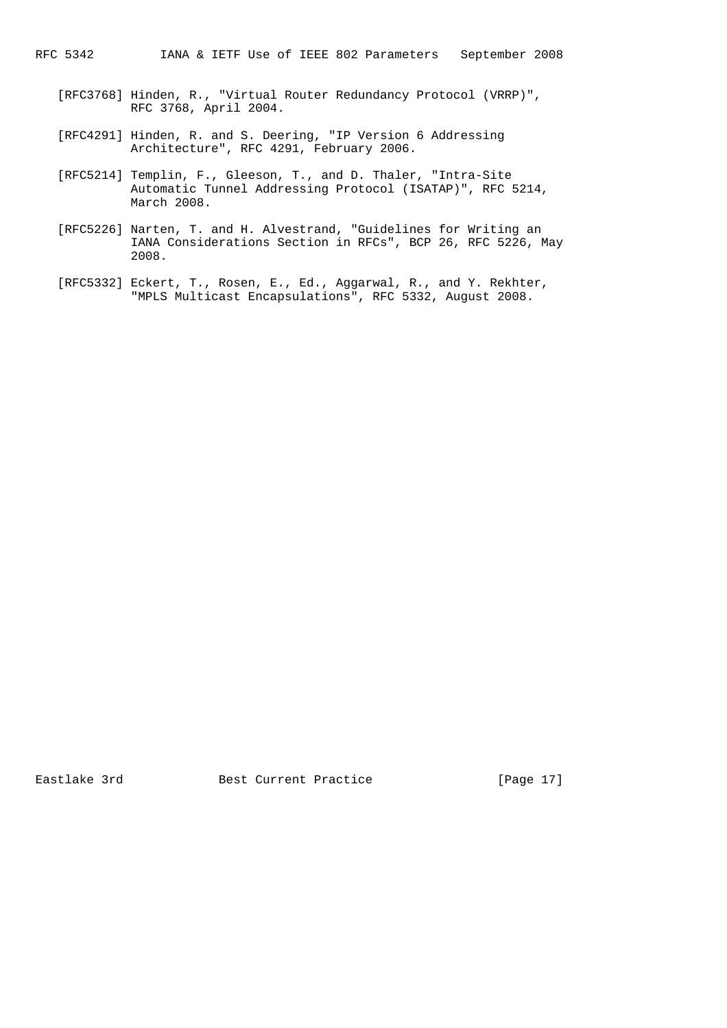[RFC3768] Hinden, R., "Virtual Router Redundancy Protocol (VRRP)", RFC 3768, April 2004.

[RFC4291] Hinden, R. and S. Deering, "IP Version 6 Addressing Architecture", RFC 4291, February 2006.

[RFC5214] Templin, F., Gleeson, T., and D. Thaler, "Intra-Site Automatic Tunnel Addressing Protocol (ISATAP)", RFC 5214, March 2008.

[RFC5226] Narten, T. and H. Alvestrand, "Guidelines for Writing an IANA Considerations Section in RFCs", BCP 26, RFC 5226, May 2008.

[RFC5332] Eckert, T., Rosen, E., Ed., Aggarwal, R., and Y. Rekhter, "MPLS Multicast Encapsulations", RFC 5332, August 2008.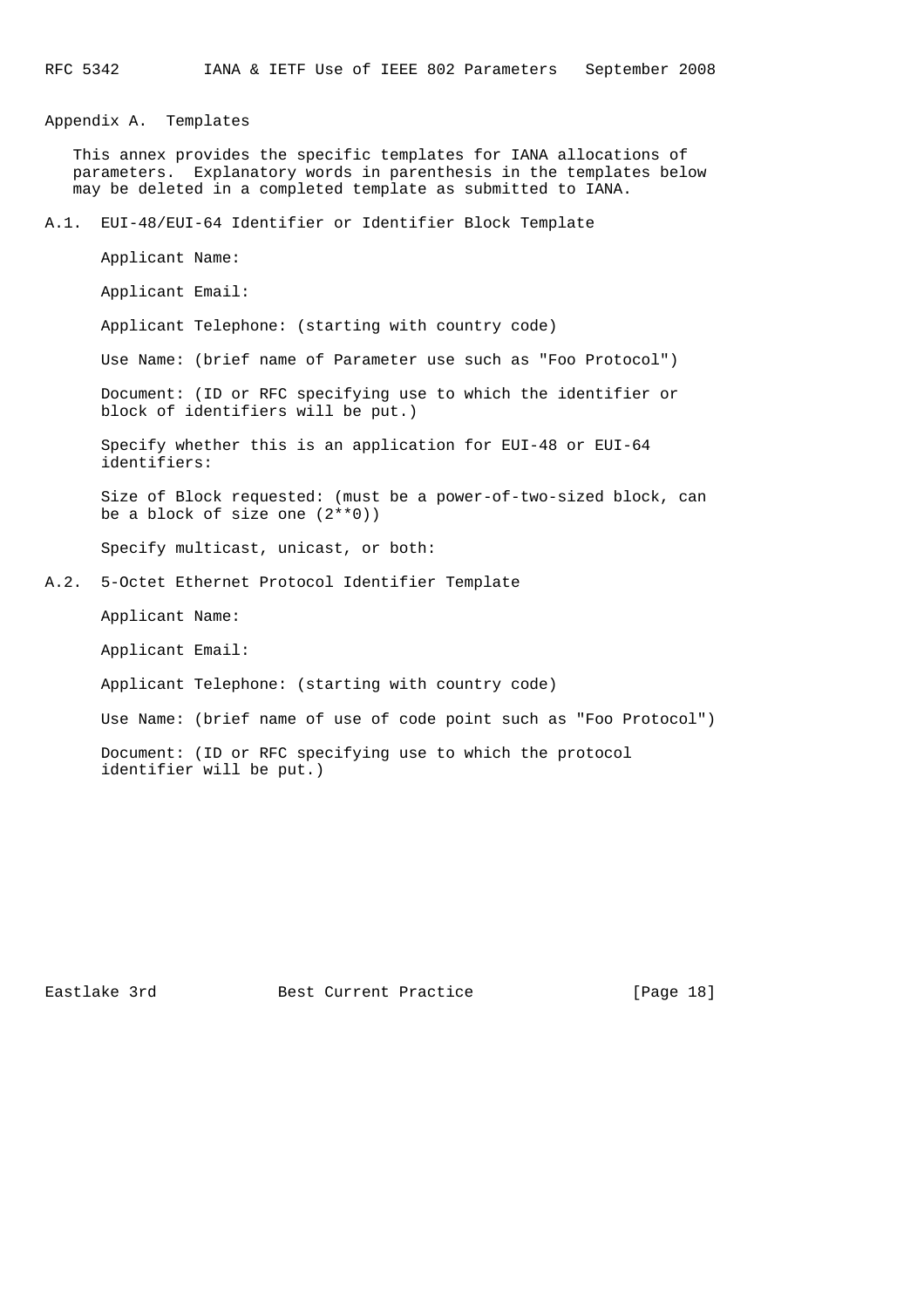# Appendix A. Templates

This annex provides the specific templates for IANA allocations of parameters. Explanatory words in parenthesis in the templates below may be deleted in a completed template as submitted to IANA.

## A.1. EUI-48/EUI-64 Identifier or Identifier Block Template

Applicant Name:

Applicant Email:

Applicant Telephone: (starting with country code)

Use Name: (brief name of Parameter use such as "Foo Protocol")

Document: (ID or RFC specifying use to which the identifier or block of identifiers will be put.)

Specify whether this is an application for EUI-48 or EUI-64 identifiers:

Size of Block requested: (must be a power-of-two-sized block, can be a block of size one (2**0))

Specify multicast, unicast, or both:

## A.2. 5-Octet Ethernet Protocol Identifier Template

Applicant Name:

Applicant Email:

Applicant Telephone: (starting with country code)

Use Name: (brief name of use of code point such as "Foo Protocol")

Document: (ID or RFC specifying use to which the protocol identifier will be put.)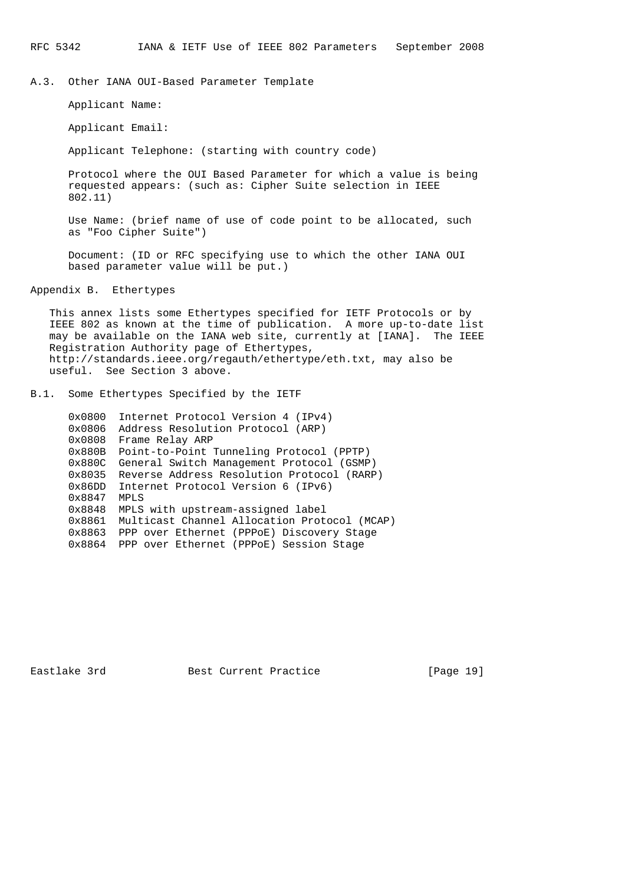## A.3. Other IANA OUI-Based Parameter Template

Applicant Name:

Applicant Email:

Applicant Telephone: (starting with country code)

Protocol where the OUI Based Parameter for which a value is being requested appears: (such as: Cipher Suite selection in IEEE 802.11)

Use Name: (brief name of use of code point to be allocated, such as "Foo Cipher Suite")

Document: (ID or RFC specifying use to which the other IANA OUI based parameter value will be put.)

# Appendix B. Ethertypes

This annex lists some Ethertypes specified for IETF Protocols or by IEEE 802 as known at the time of publication. A more up-to-date list may be available on the IANA web site, currently at [IANA]. The IEEE Registration Authority page of Ethertypes, http://standards.ieee.org/regauth/ethertype/eth.txt, may also be useful. See Section 3 above.

## B.1. Some Ethertypes Specified by the IETF

```
0x0800  Internet Protocol Version 4 (IPv4)
0x0806  Address Resolution Protocol (ARP)
0x0808  Frame Relay ARP
0x880B  Point-to-Point Tunneling Protocol (PPTP)
0x880C  General Switch Management Protocol (GSMP)
0x8035  Reverse Address Resolution Protocol (RARP)
0x86DD  Internet Protocol Version 6 (IPv6)
0x8847  MPLS
0x8848  MPLS with upstream-assigned label
0x8861  Multicast Channel Allocation Protocol (MCAP)
0x8863  PPP over Ethernet (PPPoE) Discovery Stage
0x8864  PPP over Ethernet (PPPoE) Session Stage
```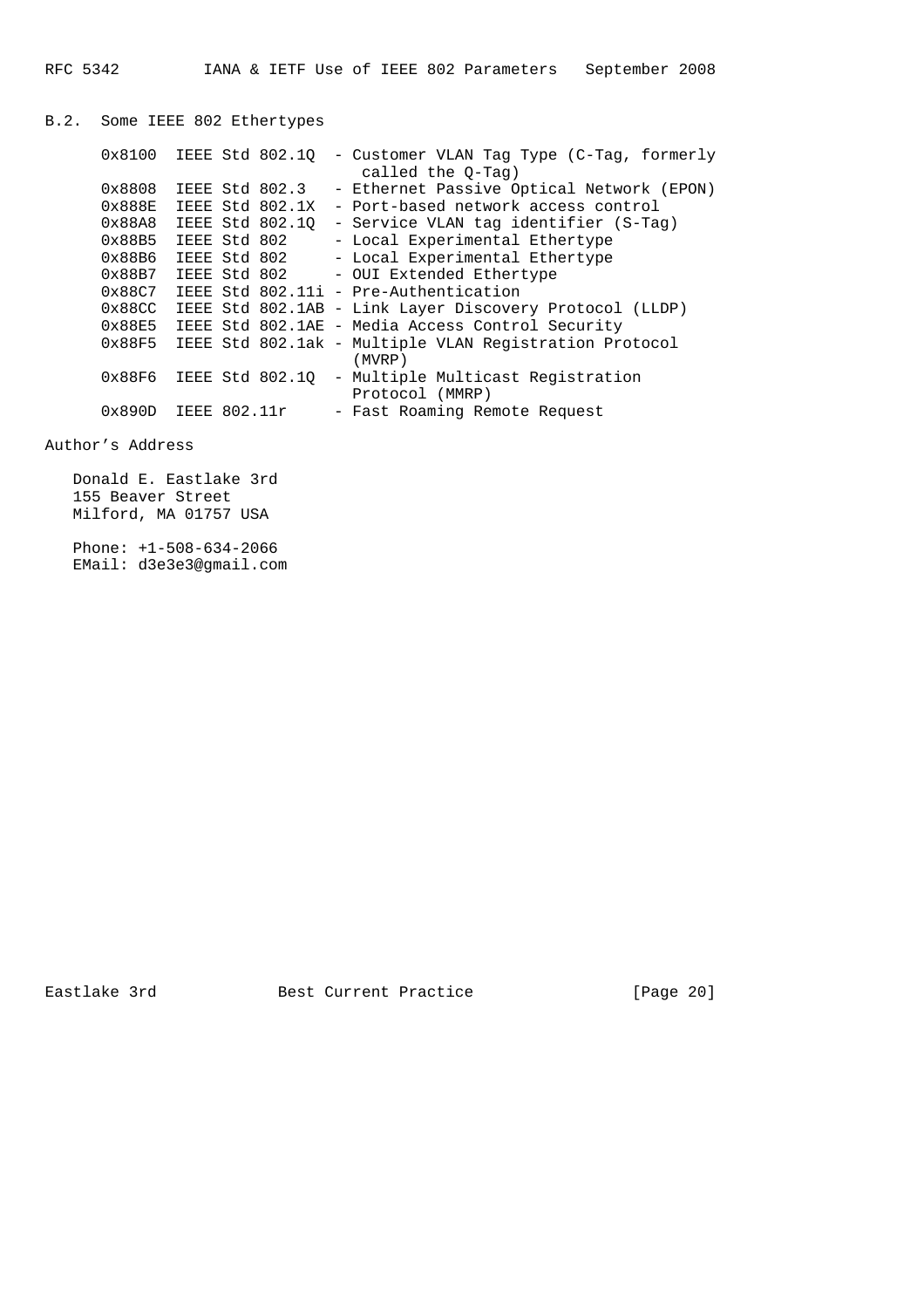## B.2. Some IEEE 802 Ethertypes

```
0x8100  IEEE Std 802.1Q  - Customer VLAN Tag Type (C-Tag, formerly
                            called the Q-Tag)
0x8808  IEEE Std 802.3   - Ethernet Passive Optical Network (EPON)
0x888E  IEEE Std 802.1X  - Port-based network access control
0x88A8  IEEE Std 802.1Q  - Service VLAN tag identifier (S-Tag)
0x88B5  IEEE Std 802     - Local Experimental Ethertype
0x88B6  IEEE Std 802     - Local Experimental Ethertype
0x88B7  IEEE Std 802     - OUI Extended Ethertype
0x88C7  IEEE Std 802.11i - Pre-Authentication
0x88CC  IEEE Std 802.1AB - Link Layer Discovery Protocol (LLDP)
0x88E5  IEEE Std 802.1AE - Media Access Control Security
0x88F5  IEEE Std 802.1ak - Multiple VLAN Registration Protocol
                           (MVRP)
0x88F6  IEEE Std 802.1Q  - Multiple Multicast Registration
                           Protocol (MMRP)
0x890D  IEEE 802.11r     - Fast Roaming Remote Request
```

## Author's Address

Donald E. Eastlake 3rd
155 Beaver Street
Milford, MA 01757 USA

Phone: +1-508-634-2066
EMail: d3e3e3@gmail.com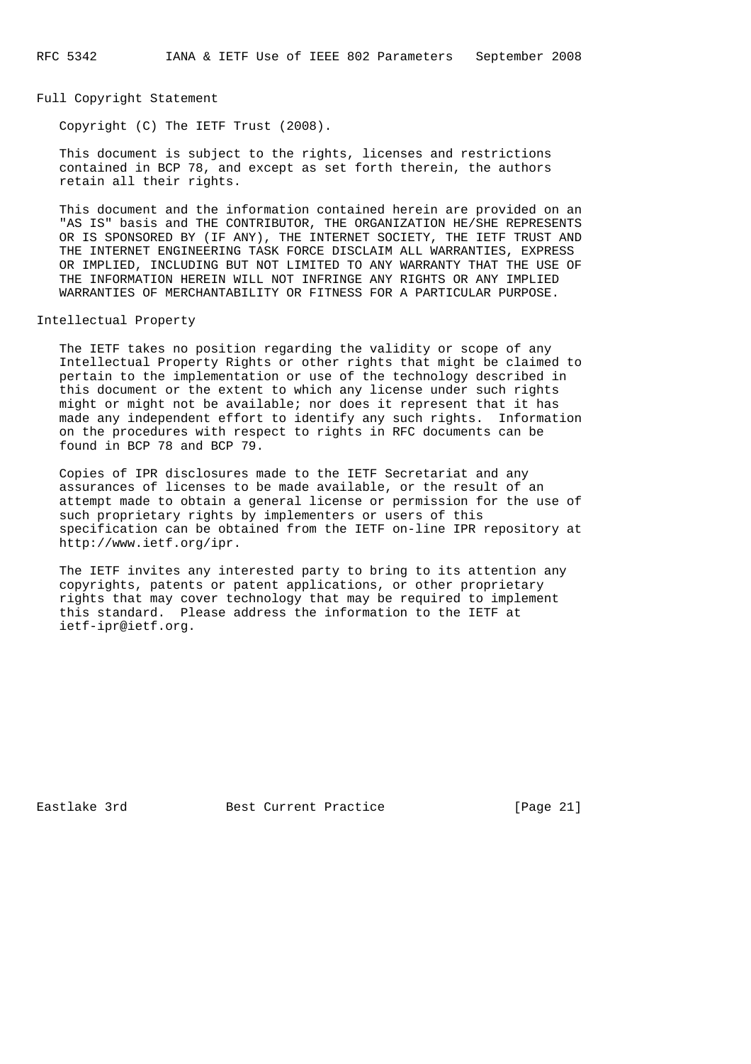## Full Copyright Statement

Copyright (C) The IETF Trust (2008).

This document is subject to the rights, licenses and restrictions contained in BCP 78, and except as set forth therein, the authors retain all their rights.

This document and the information contained herein are provided on an "AS IS" basis and THE CONTRIBUTOR, THE ORGANIZATION HE/SHE REPRESENTS OR IS SPONSORED BY (IF ANY), THE INTERNET SOCIETY, THE IETF TRUST AND THE INTERNET ENGINEERING TASK FORCE DISCLAIM ALL WARRANTIES, EXPRESS OR IMPLIED, INCLUDING BUT NOT LIMITED TO ANY WARRANTY THAT THE USE OF THE INFORMATION HEREIN WILL NOT INFRINGE ANY RIGHTS OR ANY IMPLIED WARRANTIES OF MERCHANTABILITY OR FITNESS FOR A PARTICULAR PURPOSE.

## Intellectual Property

The IETF takes no position regarding the validity or scope of any Intellectual Property Rights or other rights that might be claimed to pertain to the implementation or use of the technology described in this document or the extent to which any license under such rights might or might not be available; nor does it represent that it has made any independent effort to identify any such rights. Information on the procedures with respect to rights in RFC documents can be found in BCP 78 and BCP 79.

Copies of IPR disclosures made to the IETF Secretariat and any assurances of licenses to be made available, or the result of an attempt made to obtain a general license or permission for the use of such proprietary rights by implementers or users of this specification can be obtained from the IETF on-line IPR repository at http://www.ietf.org/ipr.

The IETF invites any interested party to bring to its attention any copyrights, patents or patent applications, or other proprietary rights that may cover technology that may be required to implement this standard. Please address the information to the IETF at ietf-ipr@ietf.org.